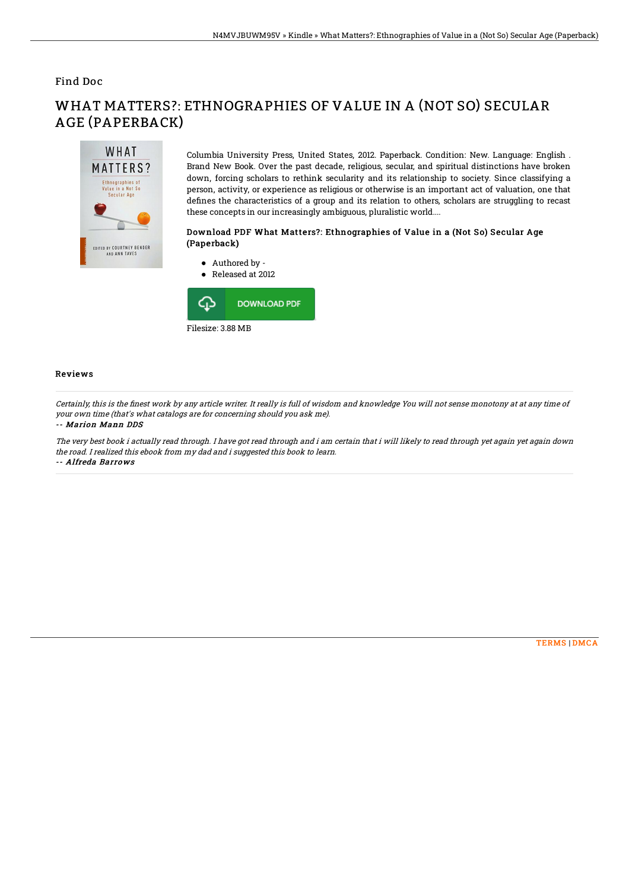Find Doc

# WHAT MATTERS?: ETHNOGRAPHIES OF VALUE IN A (NOT SO) SECULAR AGE (PAPERBACK)

Columbia University Press, United States, 2012. Paperback. Condition: New. Language: English . Brand New Book. Over the past decade, religious, secular, and spiritual distinctions have broken down, forcing scholars to rethink secularity and its relationship to society. Since classifying a person, activity, or experience as religious or otherwise is an important act of valuation, one that defines the characteristics of a group and its relation to others, scholars are struggling to recast these concepts in our increasingly ambiguous, pluralistic world....

### Download PDF What Matters?: Ethnographies of Value in a (Not So) Secular Age (Paperback)

- Authored by -
- Released at 2012

DOWNLOAD PDF

Filesize: 3.88 MB

## Reviews

*Certainly, this is the finest work by any article writer. It really is full of wisdom and knowledge You will not sense monotony at at any time of your own time (that's what catalogs are for concerning should you ask me).*

*-- Marion Mann DDS*

*The very best book i actually read through. I have got read through and i am certain that i will likely to read through yet again yet again down the road. I realized this ebook from my dad and i suggested this book to learn.*

*-- Alfreda Barrows*

TERMS | DMCA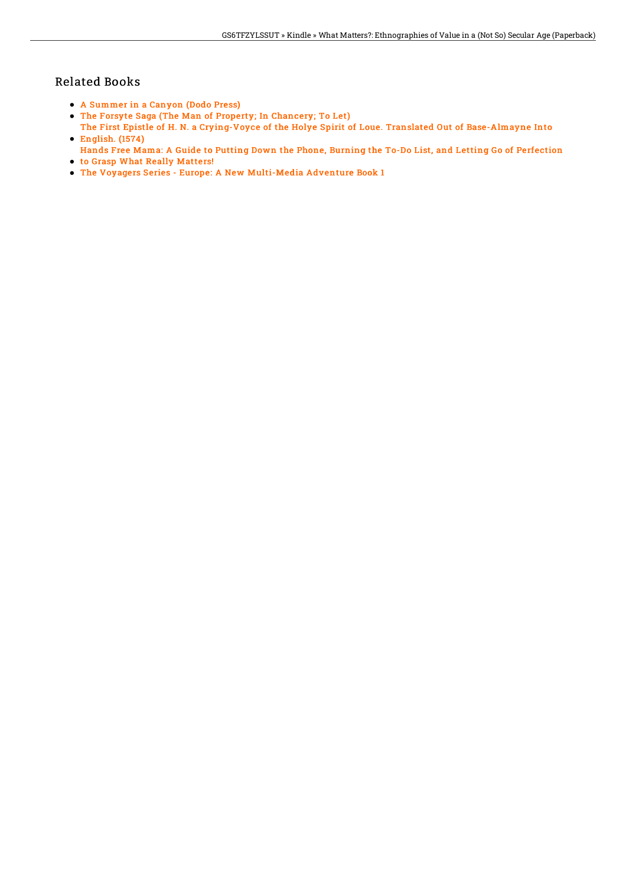## Related Books

- A Summer in a Canyon (Dodo Press)
- The Forsyte Saga (The Man of Property; In Chancery; To Let)
- The First Epistle of H. N. a Crying-Voyce of the Holye Spirit of Loue. Translated Out of Base-Almayne Into English. (1574)
- Hands Free Mama: A Guide to Putting Down the Phone, Burning the To-Do List, and Letting Go of Perfection to Grasp What Really Matters!
- The Voyagers Series - Europe: A New Multi-Media Adventure Book 1